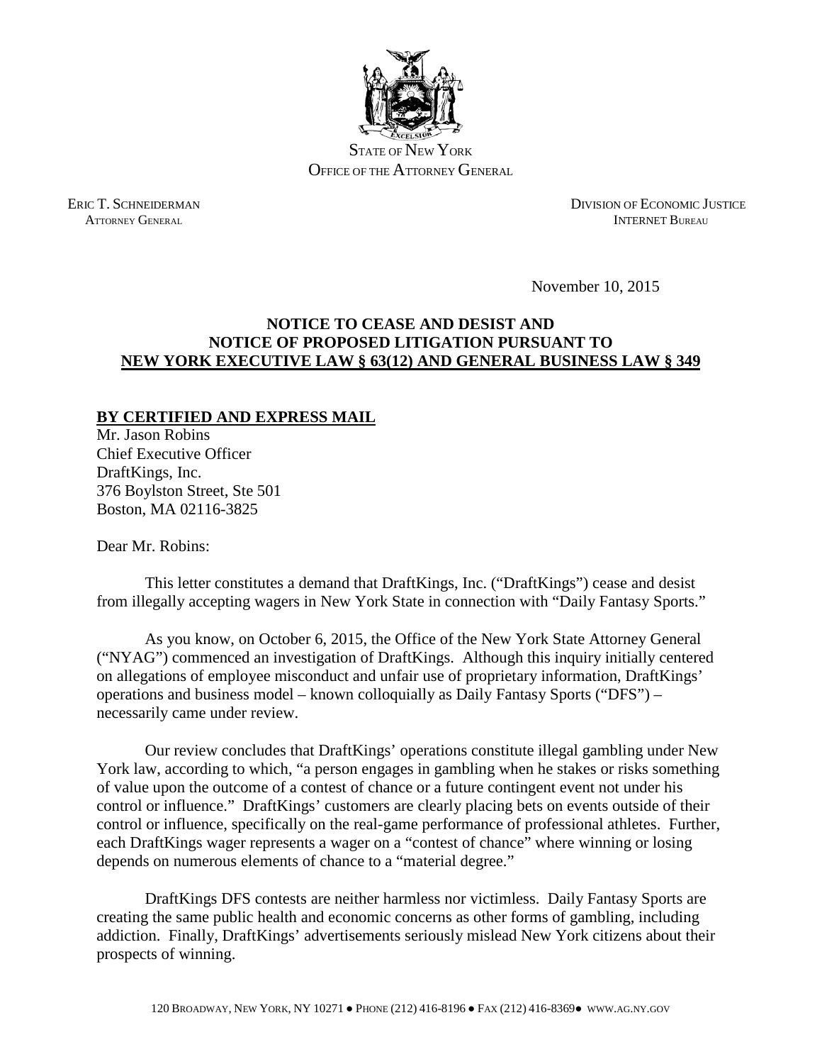STATE OF NEW YORK
OFFICE OF THE ATTORNEY GENERAL

ERIC T. SCHNEIDERMAN
ATTORNEY GENERAL

DIVISION OF ECONOMIC JUSTICE
INTERNET BUREAU

November 10, 2015

**NOTICE TO CEASE AND DESIST AND**
**NOTICE OF PROPOSED LITIGATION PURSUANT TO**
**NEW YORK EXECUTIVE LAW § 63(12) AND GENERAL BUSINESS LAW § 349**

**BY CERTIFIED AND EXPRESS MAIL**

Mr. Jason Robins
Chief Executive Officer
DraftKings, Inc.
376 Boylston Street, Ste 501
Boston, MA 02116-3825

Dear Mr. Robins:

This letter constitutes a demand that DraftKings, Inc. ("DraftKings") cease and desist from illegally accepting wagers in New York State in connection with "Daily Fantasy Sports."

As you know, on October 6, 2015, the Office of the New York State Attorney General ("NYAG") commenced an investigation of DraftKings. Although this inquiry initially centered on allegations of employee misconduct and unfair use of proprietary information, DraftKings' operations and business model – known colloquially as Daily Fantasy Sports ("DFS") – necessarily came under review.

Our review concludes that DraftKings' operations constitute illegal gambling under New York law, according to which, "a person engages in gambling when he stakes or risks something of value upon the outcome of a contest of chance or a future contingent event not under his control or influence." DraftKings' customers are clearly placing bets on events outside of their control or influence, specifically on the real-game performance of professional athletes. Further, each DraftKings wager represents a wager on a "contest of chance" where winning or losing depends on numerous elements of chance to a "material degree."

DraftKings DFS contests are neither harmless nor victimless. Daily Fantasy Sports are creating the same public health and economic concerns as other forms of gambling, including addiction. Finally, DraftKings' advertisements seriously mislead New York citizens about their prospects of winning.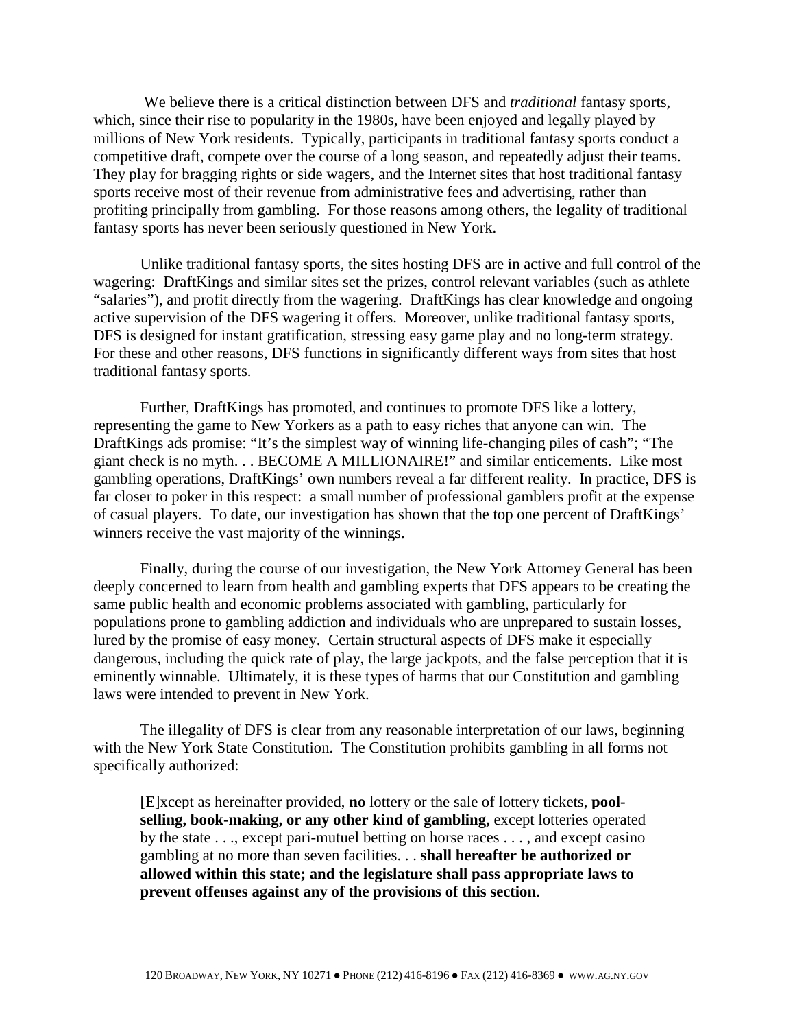We believe there is a critical distinction between DFS and *traditional* fantasy sports, which, since their rise to popularity in the 1980s, have been enjoyed and legally played by millions of New York residents. Typically, participants in traditional fantasy sports conduct a competitive draft, compete over the course of a long season, and repeatedly adjust their teams. They play for bragging rights or side wagers, and the Internet sites that host traditional fantasy sports receive most of their revenue from administrative fees and advertising, rather than profiting principally from gambling. For those reasons among others, the legality of traditional fantasy sports has never been seriously questioned in New York.

Unlike traditional fantasy sports, the sites hosting DFS are in active and full control of the wagering: DraftKings and similar sites set the prizes, control relevant variables (such as athlete "salaries"), and profit directly from the wagering. DraftKings has clear knowledge and ongoing active supervision of the DFS wagering it offers. Moreover, unlike traditional fantasy sports, DFS is designed for instant gratification, stressing easy game play and no long-term strategy. For these and other reasons, DFS functions in significantly different ways from sites that host traditional fantasy sports.

Further, DraftKings has promoted, and continues to promote DFS like a lottery, representing the game to New Yorkers as a path to easy riches that anyone can win. The DraftKings ads promise: "It's the simplest way of winning life-changing piles of cash"; "The giant check is no myth. . . BECOME A MILLIONAIRE!" and similar enticements. Like most gambling operations, DraftKings' own numbers reveal a far different reality. In practice, DFS is far closer to poker in this respect: a small number of professional gamblers profit at the expense of casual players. To date, our investigation has shown that the top one percent of DraftKings' winners receive the vast majority of the winnings.

Finally, during the course of our investigation, the New York Attorney General has been deeply concerned to learn from health and gambling experts that DFS appears to be creating the same public health and economic problems associated with gambling, particularly for populations prone to gambling addiction and individuals who are unprepared to sustain losses, lured by the promise of easy money. Certain structural aspects of DFS make it especially dangerous, including the quick rate of play, the large jackpots, and the false perception that it is eminently winnable. Ultimately, it is these types of harms that our Constitution and gambling laws were intended to prevent in New York.

The illegality of DFS is clear from any reasonable interpretation of our laws, beginning with the New York State Constitution. The Constitution prohibits gambling in all forms not specifically authorized:

> [E]xcept as hereinafter provided, **no** lottery or the sale of lottery tickets, **pool-selling, book-making, or any other kind of gambling,** except lotteries operated by the state . . ., except pari-mutuel betting on horse races . . . , and except casino gambling at no more than seven facilities. . . **shall hereafter be authorized or allowed within this state; and the legislature shall pass appropriate laws to prevent offenses against any of the provisions of this section.**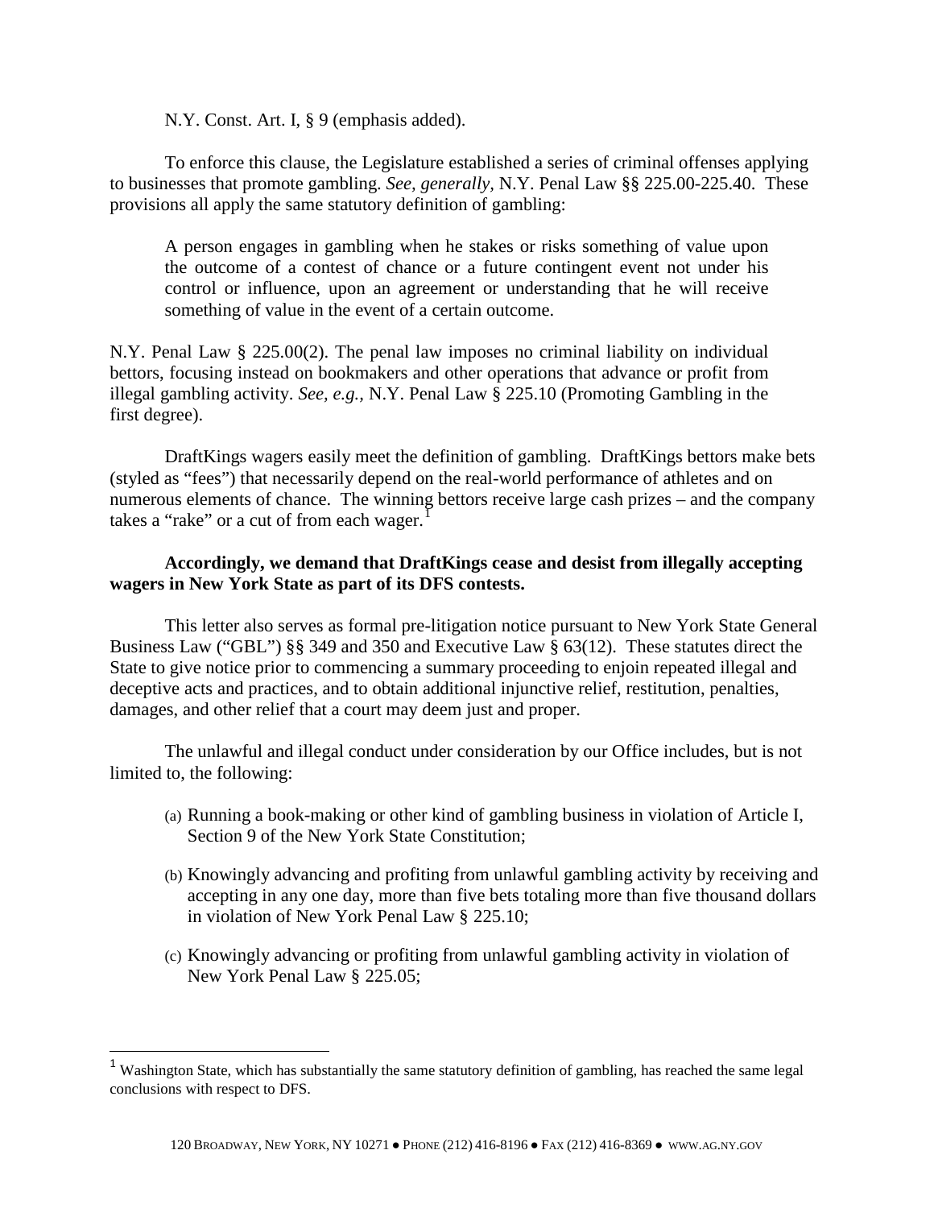N.Y. Const. Art. I, § 9 (emphasis added).

To enforce this clause, the Legislature established a series of criminal offenses applying to businesses that promote gambling. *See, generally*, N.Y. Penal Law §§ 225.00-225.40. These provisions all apply the same statutory definition of gambling:

> A person engages in gambling when he stakes or risks something of value upon the outcome of a contest of chance or a future contingent event not under his control or influence, upon an agreement or understanding that he will receive something of value in the event of a certain outcome.

N.Y. Penal Law § 225.00(2). The penal law imposes no criminal liability on individual bettors, focusing instead on bookmakers and other operations that advance or profit from illegal gambling activity. *See, e.g.*, N.Y. Penal Law § 225.10 (Promoting Gambling in the first degree).

DraftKings wagers easily meet the definition of gambling. DraftKings bettors make bets (styled as "fees") that necessarily depend on the real-world performance of athletes and on numerous elements of chance. The winning bettors receive large cash prizes – and the company takes a "rake" or a cut of from each wager.[1]

**Accordingly, we demand that DraftKings cease and desist from illegally accepting wagers in New York State as part of its DFS contests.**

This letter also serves as formal pre-litigation notice pursuant to New York State General Business Law ("GBL") §§ 349 and 350 and Executive Law § 63(12). These statutes direct the State to give notice prior to commencing a summary proceeding to enjoin repeated illegal and deceptive acts and practices, and to obtain additional injunctive relief, restitution, penalties, damages, and other relief that a court may deem just and proper.

The unlawful and illegal conduct under consideration by our Office includes, but is not limited to, the following:

(a) Running a book-making or other kind of gambling business in violation of Article I, Section 9 of the New York State Constitution;

(b) Knowingly advancing and profiting from unlawful gambling activity by receiving and accepting in any one day, more than five bets totaling more than five thousand dollars in violation of New York Penal Law § 225.10;

(c) Knowingly advancing or profiting from unlawful gambling activity in violation of New York Penal Law § 225.05;

---

[1] Washington State, which has substantially the same statutory definition of gambling, has reached the same legal conclusions with respect to DFS.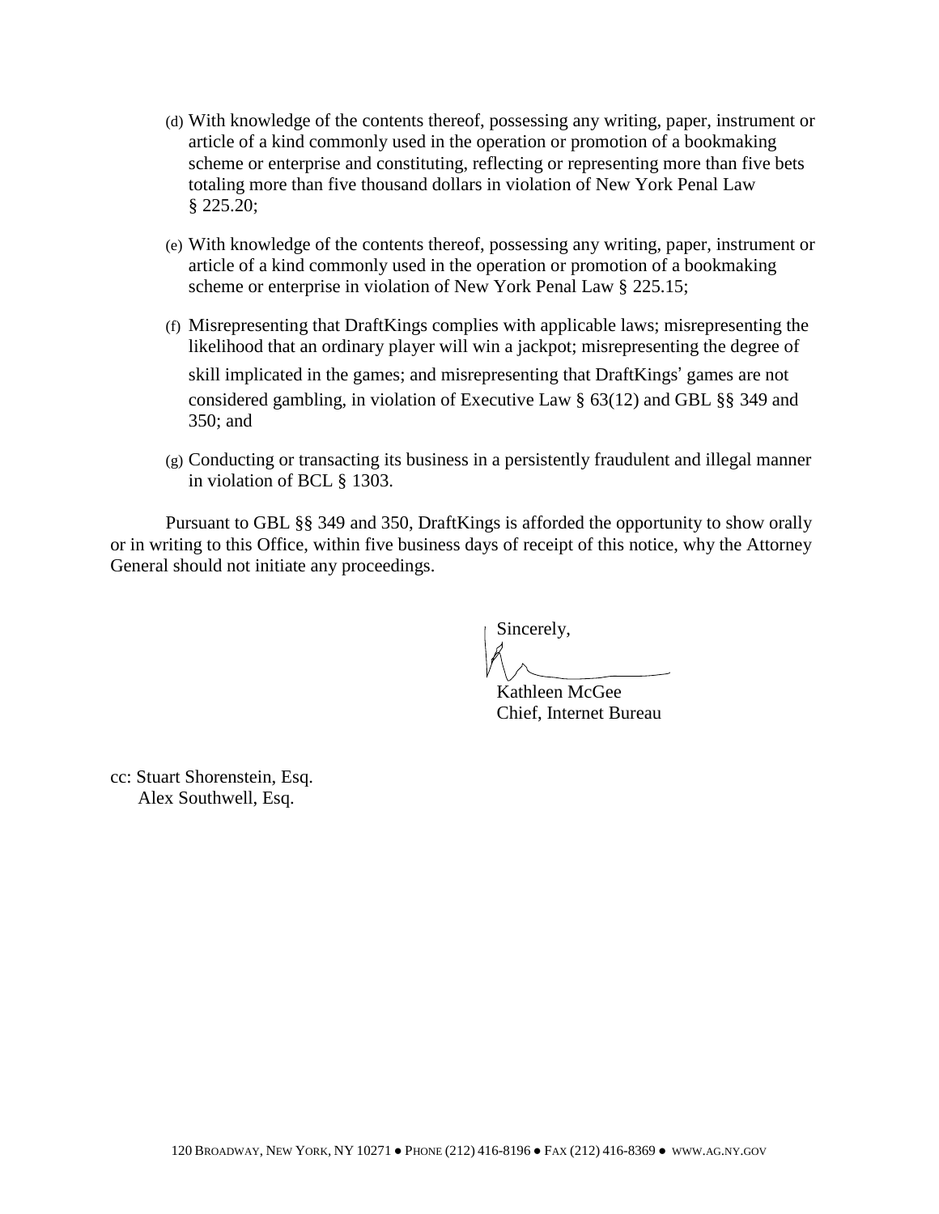(d) With knowledge of the contents thereof, possessing any writing, paper, instrument or article of a kind commonly used in the operation or promotion of a bookmaking scheme or enterprise and constituting, reflecting or representing more than five bets totaling more than five thousand dollars in violation of New York Penal Law § 225.20;

(e) With knowledge of the contents thereof, possessing any writing, paper, instrument or article of a kind commonly used in the operation or promotion of a bookmaking scheme or enterprise in violation of New York Penal Law § 225.15;

(f) Misrepresenting that DraftKings complies with applicable laws; misrepresenting the likelihood that an ordinary player will win a jackpot; misrepresenting the degree of skill implicated in the games; and misrepresenting that DraftKings' games are not considered gambling, in violation of Executive Law § 63(12) and GBL §§ 349 and 350; and

(g) Conducting or transacting its business in a persistently fraudulent and illegal manner in violation of BCL § 1303.

Pursuant to GBL §§ 349 and 350, DraftKings is afforded the opportunity to show orally or in writing to this Office, within five business days of receipt of this notice, why the Attorney General should not initiate any proceedings.

Sincerely,

Kathleen McGee
Chief, Internet Bureau

cc: Stuart Shorenstein, Esq.
Alex Southwell, Esq.